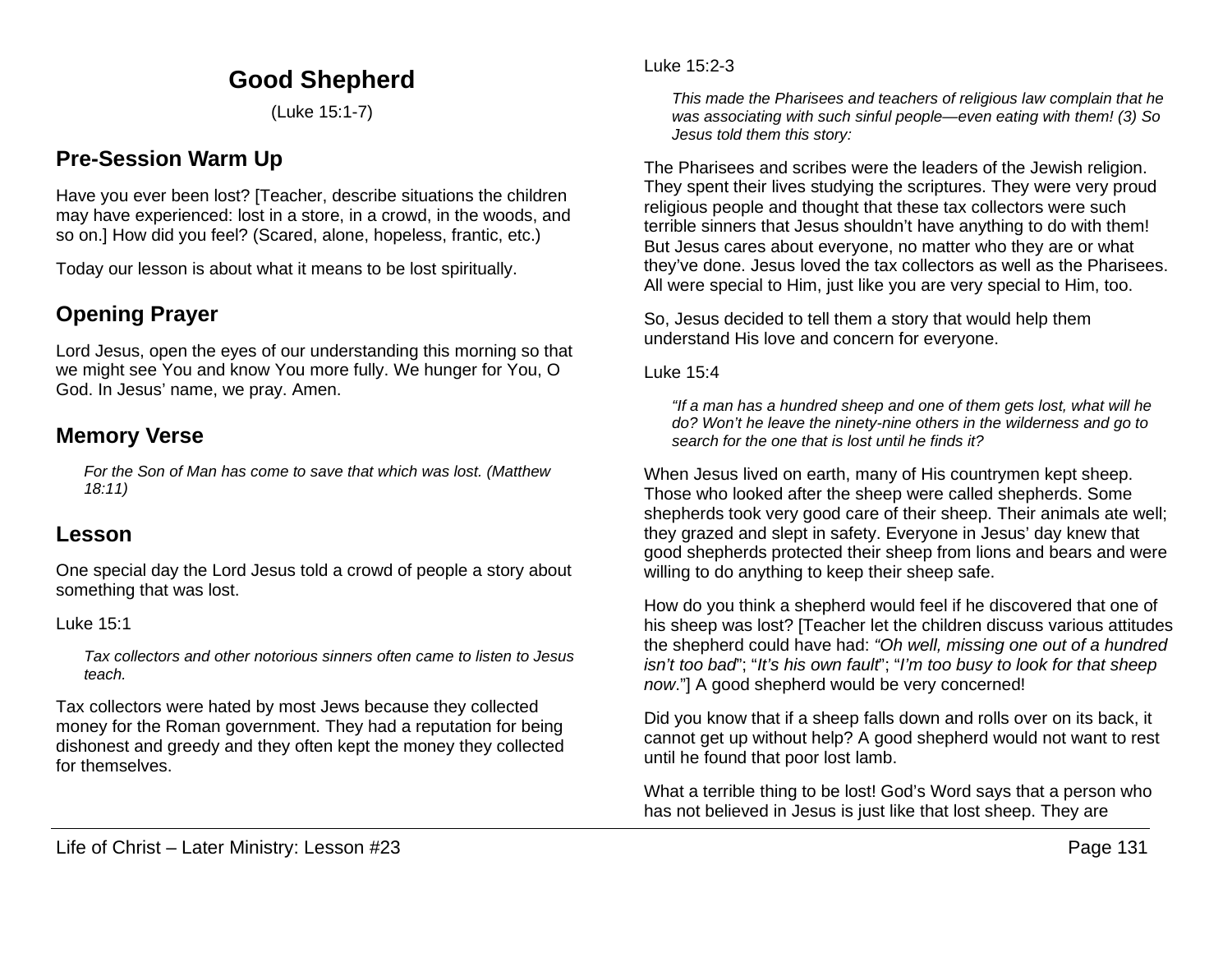# Good Shepherd

(Luke 15:1-7)

## Pre-Session Warm Up

Have you ever been lost? [Teacher, describe situations the children may have experienced: lost in a store, in a crowd, in the woods, and so on.] How did you feel? (Scared, alone, hopeless, frantic, etc.)

Today our lesson is about what it means to be lost spiritually.

## Opening Prayer

Lord Jesus, open the eyes of our understanding this morning so that we might see You and know You more fully. We hunger for You, O God. In Jesus' name, we pray. Amen.

## Memory Verse

> *For the Son of Man has come to save that which was lost. (Matthew 18:11)*

## Lesson

One special day the Lord Jesus told a crowd of people a story about something that was lost.

Luke 15:1

> *Tax collectors and other notorious sinners often came to listen to Jesus teach.*

Tax collectors were hated by most Jews because they collected money for the Roman government. They had a reputation for being dishonest and greedy and they often kept the money they collected for themselves.

Luke 15:2-3

> *This made the Pharisees and teachers of religious law complain that he was associating with such sinful people—even eating with them! (3) So Jesus told them this story:*

The Pharisees and scribes were the leaders of the Jewish religion. They spent their lives studying the scriptures. They were very proud religious people and thought that these tax collectors were such terrible sinners that Jesus shouldn't have anything to do with them! But Jesus cares about everyone, no matter who they are or what they've done. Jesus loved the tax collectors as well as the Pharisees. All were special to Him, just like you are very special to Him, too.

So, Jesus decided to tell them a story that would help them understand His love and concern for everyone.

Luke 15:4

> *"If a man has a hundred sheep and one of them gets lost, what will he do? Won't he leave the ninety-nine others in the wilderness and go to search for the one that is lost until he finds it?*

When Jesus lived on earth, many of His countrymen kept sheep. Those who looked after the sheep were called shepherds. Some shepherds took very good care of their sheep. Their animals ate well; they grazed and slept in safety. Everyone in Jesus' day knew that good shepherds protected their sheep from lions and bears and were willing to do anything to keep their sheep safe.

How do you think a shepherd would feel if he discovered that one of his sheep was lost? [Teacher let the children discuss various attitudes the shepherd could have had: *"Oh well, missing one out of a hundred isn't too bad*"; "*It's his own fault*"; "*I'm too busy to look for that sheep now*."] A good shepherd would be very concerned!

Did you know that if a sheep falls down and rolls over on its back, it cannot get up without help? A good shepherd would not want to rest until he found that poor lost lamb.

What a terrible thing to be lost! God's Word says that a person who has not believed in Jesus is just like that lost sheep. They are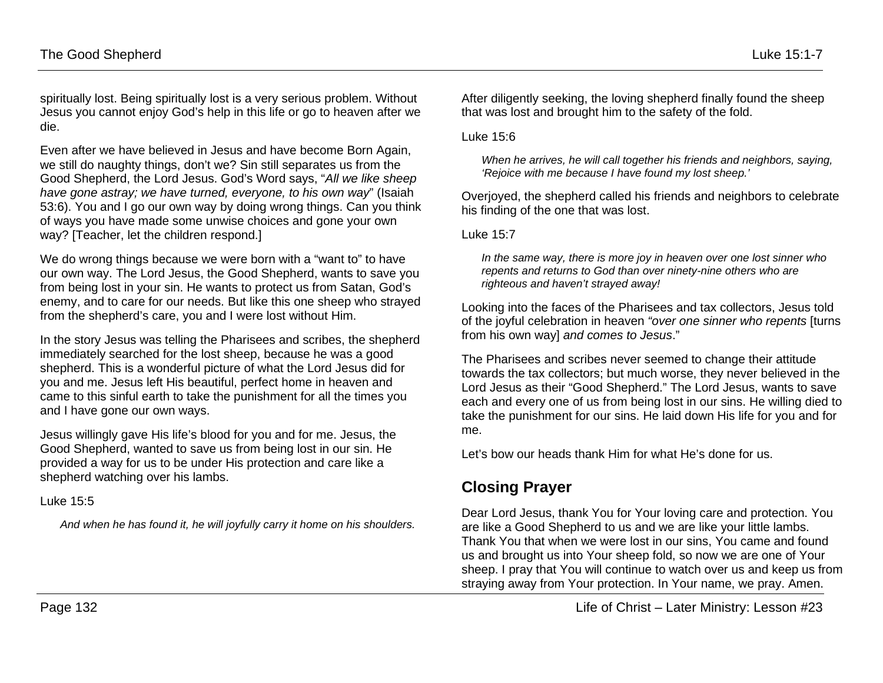spiritually lost. Being spiritually lost is a very serious problem. Without Jesus you cannot enjoy God's help in this life or go to heaven after we die.

Even after we have believed in Jesus and have become Born Again, we still do naughty things, don't we? Sin still separates us from the Good Shepherd, the Lord Jesus. God's Word says, "*All we like sheep have gone astray; we have turned, everyone, to his own way*" (Isaiah 53:6). You and I go our own way by doing wrong things. Can you think of ways you have made some unwise choices and gone your own way? [Teacher, let the children respond.]

We do wrong things because we were born with a "want to" to have our own way. The Lord Jesus, the Good Shepherd, wants to save you from being lost in your sin. He wants to protect us from Satan, God's enemy, and to care for our needs. But like this one sheep who strayed from the shepherd's care, you and I were lost without Him.

In the story Jesus was telling the Pharisees and scribes, the shepherd immediately searched for the lost sheep, because he was a good shepherd. This is a wonderful picture of what the Lord Jesus did for you and me. Jesus left His beautiful, perfect home in heaven and came to this sinful earth to take the punishment for all the times you and I have gone our own ways.

Jesus willingly gave His life's blood for you and for me. Jesus, the Good Shepherd, wanted to save us from being lost in our sin. He provided a way for us to be under His protection and care like a shepherd watching over his lambs.

Luke 15:5

> *And when he has found it, he will joyfully carry it home on his shoulders.*

After diligently seeking, the loving shepherd finally found the sheep that was lost and brought him to the safety of the fold.

Luke 15:6

> *When he arrives, he will call together his friends and neighbors, saying, 'Rejoice with me because I have found my lost sheep.'*

Overjoyed, the shepherd called his friends and neighbors to celebrate his finding of the one that was lost.

Luke 15:7

> *In the same way, there is more joy in heaven over one lost sinner who repents and returns to God than over ninety-nine others who are righteous and haven't strayed away!*

Looking into the faces of the Pharisees and tax collectors, Jesus told of the joyful celebration in heaven *"over one sinner who repents* [turns from his own way] *and comes to Jesus*."

The Pharisees and scribes never seemed to change their attitude towards the tax collectors; but much worse, they never believed in the Lord Jesus as their "Good Shepherd." The Lord Jesus, wants to save each and every one of us from being lost in our sins. He willing died to take the punishment for our sins. He laid down His life for you and for me.

Let's bow our heads thank Him for what He's done for us.

## Closing Prayer

Dear Lord Jesus, thank You for Your loving care and protection. You are like a Good Shepherd to us and we are like your little lambs. Thank You that when we were lost in our sins, You came and found us and brought us into Your sheep fold, so now we are one of Your sheep. I pray that You will continue to watch over us and keep us from straying away from Your protection. In Your name, we pray. Amen.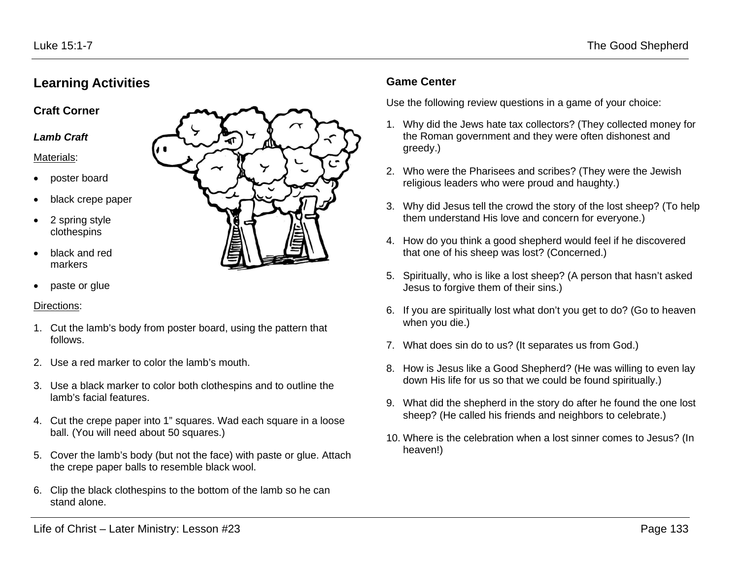## Learning Activities

### Craft Corner

***Lamb Craft***

Materials:

- poster board
- black crepe paper
- 2 spring style clothespins
- black and red markers
- paste or glue

Directions:

1. Cut the lamb's body from poster board, using the pattern that follows.
2. Use a red marker to color the lamb's mouth.
3. Use a black marker to color both clothespins and to outline the lamb's facial features.
4. Cut the crepe paper into 1" squares. Wad each square in a loose ball. (You will need about 50 squares.)
5. Cover the lamb's body (but not the face) with paste or glue. Attach the crepe paper balls to resemble black wool.
6. Clip the black clothespins to the bottom of the lamb so he can stand alone.

### Game Center

Use the following review questions in a game of your choice:

1. Why did the Jews hate tax collectors? (They collected money for the Roman government and they were often dishonest and greedy.)
2. Who were the Pharisees and scribes? (They were the Jewish religious leaders who were proud and haughty.)
3. Why did Jesus tell the crowd the story of the lost sheep? (To help them understand His love and concern for everyone.)
4. How do you think a good shepherd would feel if he discovered that one of his sheep was lost? (Concerned.)
5. Spiritually, who is like a lost sheep? (A person that hasn't asked Jesus to forgive them of their sins.)
6. If you are spiritually lost what don't you get to do? (Go to heaven when you die.)
7. What does sin do to us? (It separates us from God.)
8. How is Jesus like a Good Shepherd? (He was willing to even lay down His life for us so that we could be found spiritually.)
9. What did the shepherd in the story do after he found the one lost sheep? (He called his friends and neighbors to celebrate.)
10. Where is the celebration when a lost sinner comes to Jesus? (In heaven!)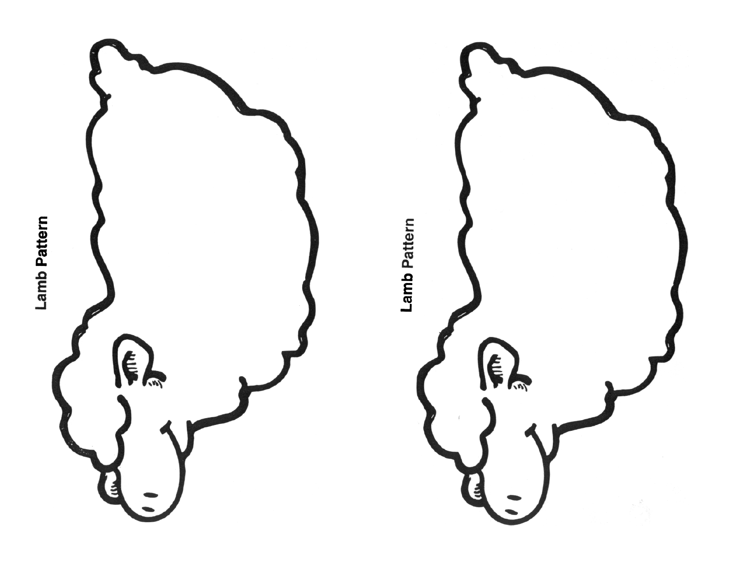Lamb Pattern

Lamb Pattern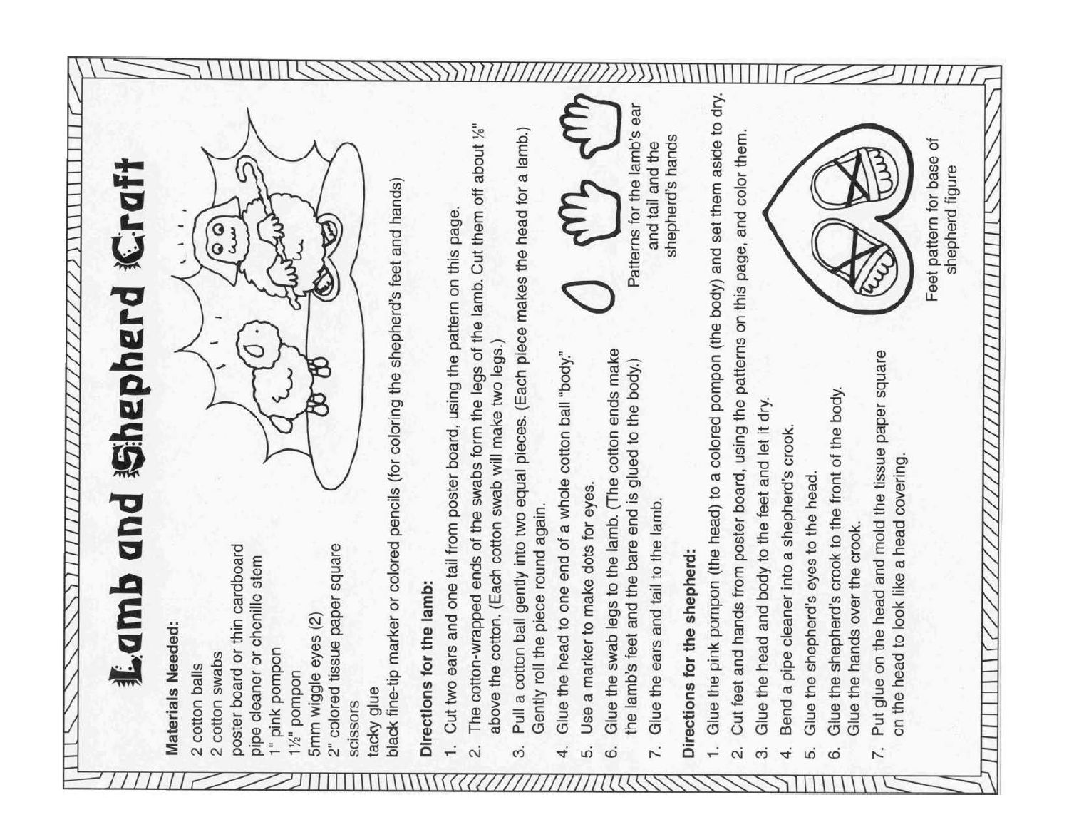# Lamb and Shepherd Craft

**Materials Needed:**

2 cotton balls
2 cotton swabs
poster board or thin cardboard
pipe cleaner or chenille stem
1" pink pompon
1½" pompon
5mm wiggle eyes (2)
2" colored tissue paper square
scissors
tacky glue
black fine-tip marker or colored pencils (for coloring the shepherd's feet and hands)

**Directions for the lamb:**

1. Cut two ears and one tail from poster board, using the pattern on this page.
2. The cotton-wrapped ends of the swabs form the legs of the lamb. Cut them off about ⅛" above the cotton. (Each cotton swab will make two legs.)
3. Pull a cotton ball gently into two equal pieces. (Each piece makes the head for a lamb.) Gently roll the piece round again.
4. Glue the head to one end of a whole cotton ball "body."
5. Use a marker to make dots for eyes.
6. Glue the swab legs to the lamb. (The cotton ends make the lamb's feet and the bare end is glued to the body.)
7. Glue the ears and tail to the lamb.

**Directions for the shepherd:**

1. Glue the pink pompon (the head) to a colored pompon (the body) and set them aside to dry.
2. Cut feet and hands from poster board, using the patterns on this page, and color them.
3. Glue the head and body to the feet and let it dry.
4. Bend a pipe cleaner into a shepherd's crook.
5. Glue the shepherd's eyes to the head.
6. Glue the shepherd's crook to the front of the body. Glue the hands over the crook.
7. Put glue on the head and mold the tissue paper square on the head to look like a head covering.

Patterns for the lamb's ear and tail and the shepherd's hands

Feet pattern for base of shepherd figure